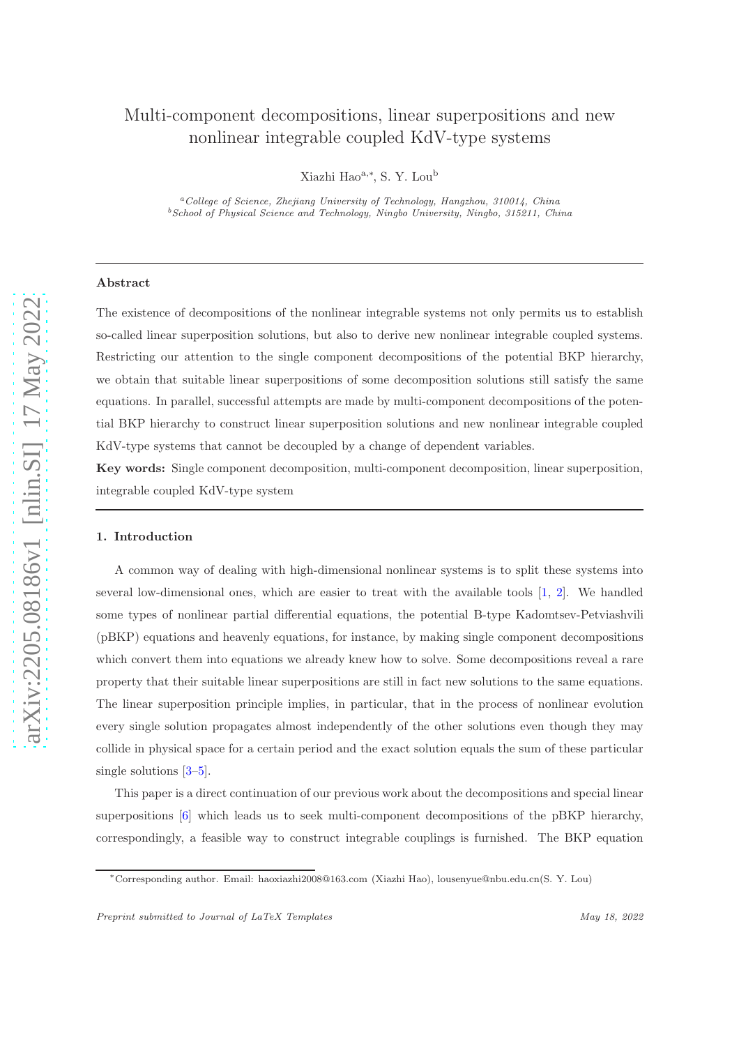# Multi-component decompositions, linear superpositions and new nonlinear integrable coupled KdV-type systems

Xiazhi Hao[a,*], S. Y. Lou[b]

[a]*College of Science, Zhejiang University of Technology, Hangzhou, 310014, China*
[b]*School of Physical Science and Technology, Ningbo University, Ningbo, 315211, China*

---

### Abstract

The existence of decompositions of the nonlinear integrable systems not only permits us to establish so-called linear superposition solutions, but also to derive new nonlinear integrable coupled systems. Restricting our attention to the single component decompositions of the potential BKP hierarchy, we obtain that suitable linear superpositions of some decomposition solutions still satisfy the same equations. In parallel, successful attempts are made by multi-component decompositions of the potential BKP hierarchy to construct linear superposition solutions and new nonlinear integrable coupled KdV-type systems that cannot be decoupled by a change of dependent variables.

**Key words:** Single component decomposition, multi-component decomposition, linear superposition, integrable coupled KdV-type system

---

## 1. Introduction

A common way of dealing with high-dimensional nonlinear systems is to split these systems into several low-dimensional ones, which are easier to treat with the available tools [1, 2]. We handled some types of nonlinear partial differential equations, the potential B-type Kadomtsev-Petviashvili (pBKP) equations and heavenly equations, for instance, by making single component decompositions which convert them into equations we already knew how to solve. Some decompositions reveal a rare property that their suitable linear superpositions are still in fact new solutions to the same equations. The linear superposition principle implies, in particular, that in the process of nonlinear evolution every single solution propagates almost independently of the other solutions even though they may collide in physical space for a certain period and the exact solution equals the sum of these particular single solutions [3–5].

This paper is a direct continuation of our previous work about the decompositions and special linear superpositions [6] which leads us to seek multi-component decompositions of the pBKP hierarchy, correspondingly, a feasible way to construct integrable couplings is furnished. The BKP equation

*Corresponding author. Email: haoxiazhi2008@163.com (Xiazhi Hao), lousenyue@nbu.edu.cn(S. Y. Lou)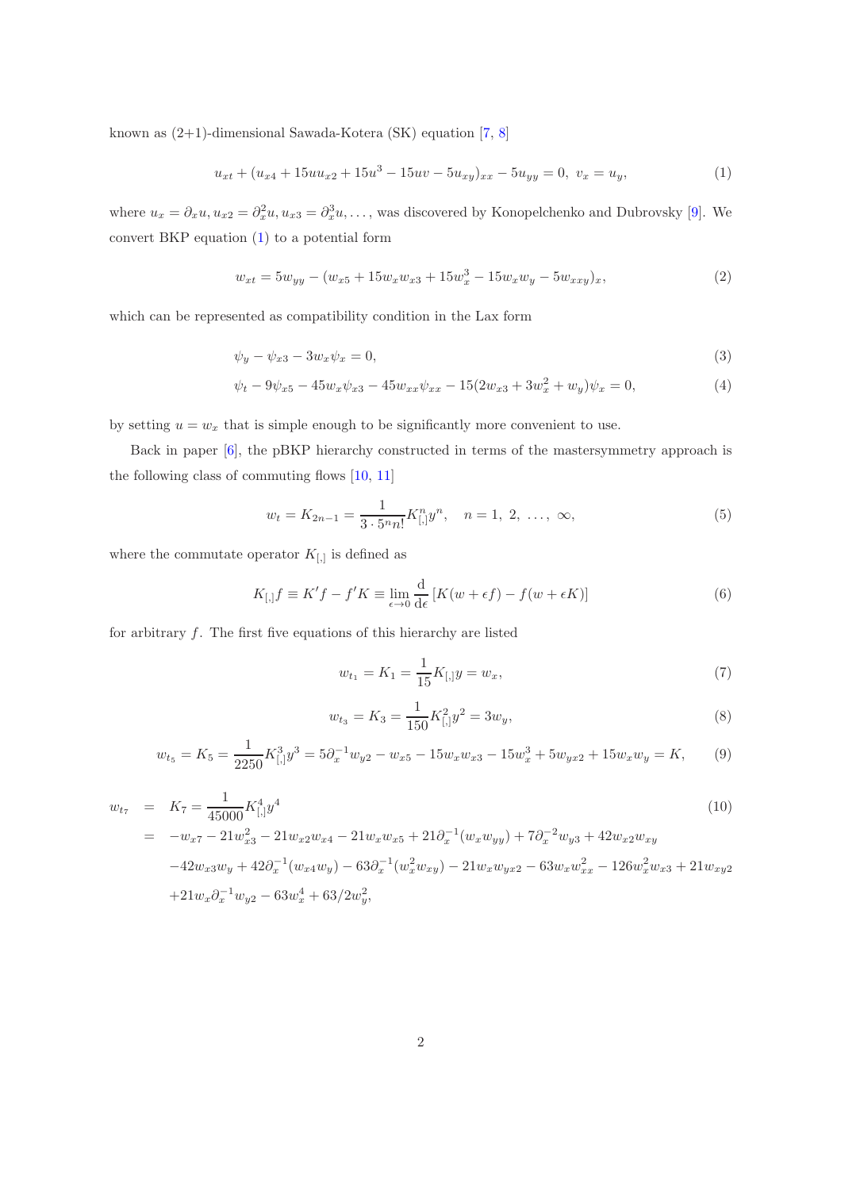known as (2+1)-dimensional Sawada-Kotera (SK) equation [7, 8]

$$u_{xt} + (u_{x4} + 15uu_{x2} + 15u^3 - 15uv - 5u_{xy})_{xx} - 5u_{yy} = 0,\ v_x = u_y, \tag{1}$$

where $u_x = \partial_x u, u_{x2} = \partial_x^2 u, u_{x3} = \partial_x^3 u, \ldots$, was discovered by Konopelchenko and Dubrovsky [9]. We convert BKP equation (1) to a potential form

$$w_{xt} = 5w_{yy} - (w_{x5} + 15w_x w_{x3} + 15w_x^3 - 15w_x w_y - 5w_{xxy})_x, \tag{2}$$

which can be represented as compatibility condition in the Lax form

$$\psi_y - \psi_{x3} - 3w_x\psi_x = 0, \tag{3}$$

$$\psi_t - 9\psi_{x5} - 45w_x\psi_{x3} - 45w_{xx}\psi_{xx} - 15(2w_{x3} + 3w_x^2 + w_y)\psi_x = 0, \tag{4}$$

by setting $u = w_x$ that is simple enough to be significantly more convenient to use.

Back in paper [6], the pBKP hierarchy constructed in terms of the mastersymmetry approach is the following class of commuting flows [10, 11]

$$w_t = K_{2n-1} = \frac{1}{3\cdot 5^n n!}K_{[,]}^n y^n, \quad n = 1,\ 2,\ \ldots,\ \infty, \tag{5}$$

where the commutate operator $K_{[,]}$ is defined as

$$K_{[,]}f \equiv K'f - f'K \equiv \lim_{\epsilon\to 0}\frac{\mathrm{d}}{\mathrm{d}\epsilon}\left[K(w+\epsilon f) - f(w+\epsilon K)\right] \tag{6}$$

for arbitrary $f$. The first five equations of this hierarchy are listed

$$w_{t_1} = K_1 = \frac{1}{15}K_{[,]}y = w_x, \tag{7}$$

$$w_{t_3} = K_3 = \frac{1}{150}K_{[,]}^2 y^2 = 3w_y, \tag{8}$$

$$w_{t_5} = K_5 = \frac{1}{2250}K_{[,]}^3 y^3 = 5\partial_x^{-1}w_{y2} - w_{x5} - 15w_x w_{x3} - 15w_x^3 + 5w_{yx2} + 15w_x w_y = K, \tag{9}$$

$$\begin{aligned}
w_{t_7} \;=\;& K_7 = \frac{1}{45000}K_{[,]}^4 y^4 \\
=\;& -w_{x7} - 21w_{x3}^2 - 21w_{x2}w_{x4} - 21w_x w_{x5} + 21\partial_x^{-1}(w_x w_{yy}) + 7\partial_x^{-2}w_{y3} + 42w_{x2}w_{xy} \\
& -42w_{x3}w_y + 42\partial_x^{-1}(w_{x4}w_y) - 63\partial_x^{-1}(w_x^2 w_{xy}) - 21w_x w_{yx2} - 63w_x w_{xx}^2 - 126w_x^2 w_{x3} + 21w_{xy2} \\
& +21w_x\partial_x^{-1}w_{y2} - 63w_x^4 + 63/2w_y^2,
\end{aligned} \tag{10}$$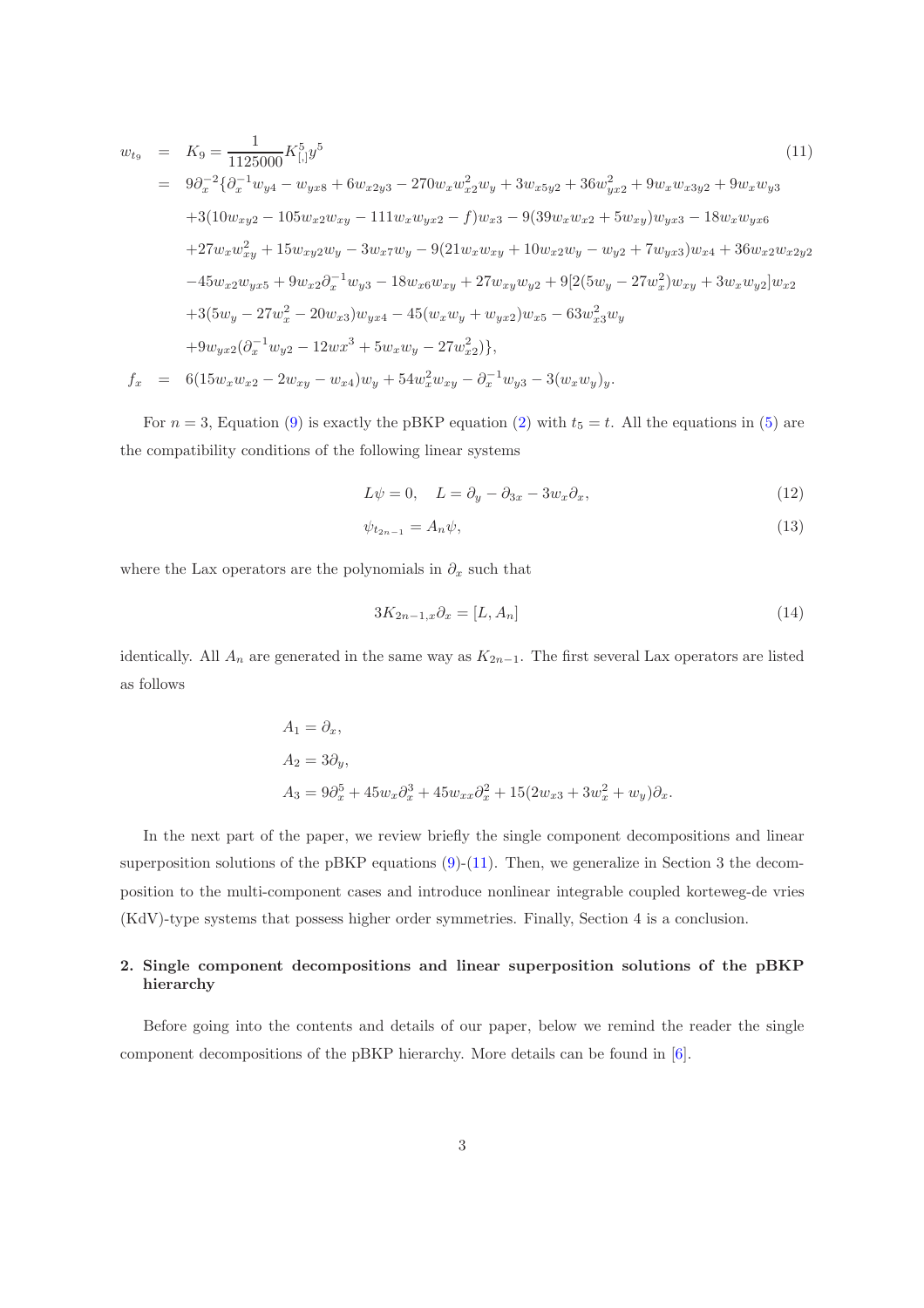$$
\begin{aligned}
w_{t_9} &= K_9 = \frac{1}{1125000} K_{[,]}^5 y^5 \qquad (11)\\
&= 9\partial_x^{-2}\{\partial_x^{-1} w_{y4} - w_{yx8} + 6w_{x2y3} - 270 w_x w_{x2}^2 w_y + 3w_{x5y2} + 36 w_{yx2}^2 + 9 w_x w_{x3y2} + 9 w_x w_{y3} \\
&\quad + 3(10 w_{xy2} - 105 w_{x2} w_{xy} - 111 w_x w_{yx2} - f) w_{x3} - 9(39 w_x w_{x2} + 5 w_{xy}) w_{yx3} - 18 w_x w_{yx6} \\
&\quad + 27 w_x w_{xy}^2 + 15 w_{xy2} w_y - 3 w_{x7} w_y - 9(21 w_x w_{xy} + 10 w_{x2} w_y - w_{y2} + 7 w_{yx3}) w_{x4} + 36 w_{x2} w_{x2y2} \\
&\quad - 45 w_{x2} w_{yx5} + 9 w_{x2} \partial_x^{-1} w_{y3} - 18 w_{x6} w_{xy} + 27 w_{xy} w_{y2} + 9[2(5 w_y - 27 w_x^2) w_{xy} + 3 w_x w_{y2}] w_{x2} \\
&\quad + 3(5 w_y - 27 w_x^2 - 20 w_{x3}) w_{yx4} - 45(w_x w_y + w_{yx2}) w_{x5} - 63 w_{x3}^2 w_y \\
&\quad + 9 w_{yx2}(\partial_x^{-1} w_{y2} - 12 w x^3 + 5 w_x w_y - 27 w_{x2}^2)\}, \\
f_x &= 6(15 w_x w_{x2} - 2 w_{xy} - w_{x4}) w_y + 54 w_x^2 w_{xy} - \partial_x^{-1} w_{y3} - 3(w_x w_y)_y.
\end{aligned}
$$

For $n = 3$, Equation (9) is exactly the pBKP equation (2) with $t_5 = t$. All the equations in (5) are the compatibility conditions of the following linear systems

$$
L\psi = 0, \quad L = \partial_y - \partial_{3x} - 3w_x \partial_x, \qquad (12)
$$

$$
\psi_{t_{2n-1}} = A_n \psi, \qquad (13)
$$

where the Lax operators are the polynomials in $\partial_x$ such that

$$
3K_{2n-1,x}\partial_x = [L, A_n] \qquad (14)
$$

identically. All $A_n$ are generated in the same way as $K_{2n-1}$. The first several Lax operators are listed as follows

$$
\begin{aligned}
&A_1 = \partial_x, \\
&A_2 = 3\partial_y, \\
&A_3 = 9\partial_x^5 + 45 w_x \partial_x^3 + 45 w_{xx} \partial_x^2 + 15(2 w_{x3} + 3 w_x^2 + w_y)\partial_x.
\end{aligned}
$$

In the next part of the paper, we review briefly the single component decompositions and linear superposition solutions of the pBKP equations (9)-(11). Then, we generalize in Section 3 the decomposition to the multi-component cases and introduce nonlinear integrable coupled korteweg-de vries (KdV)-type systems that possess higher order symmetries. Finally, Section 4 is a conclusion.

## 2. Single component decompositions and linear superposition solutions of the pBKP hierarchy

Before going into the contents and details of our paper, below we remind the reader the single component decompositions of the pBKP hierarchy. More details can be found in [6].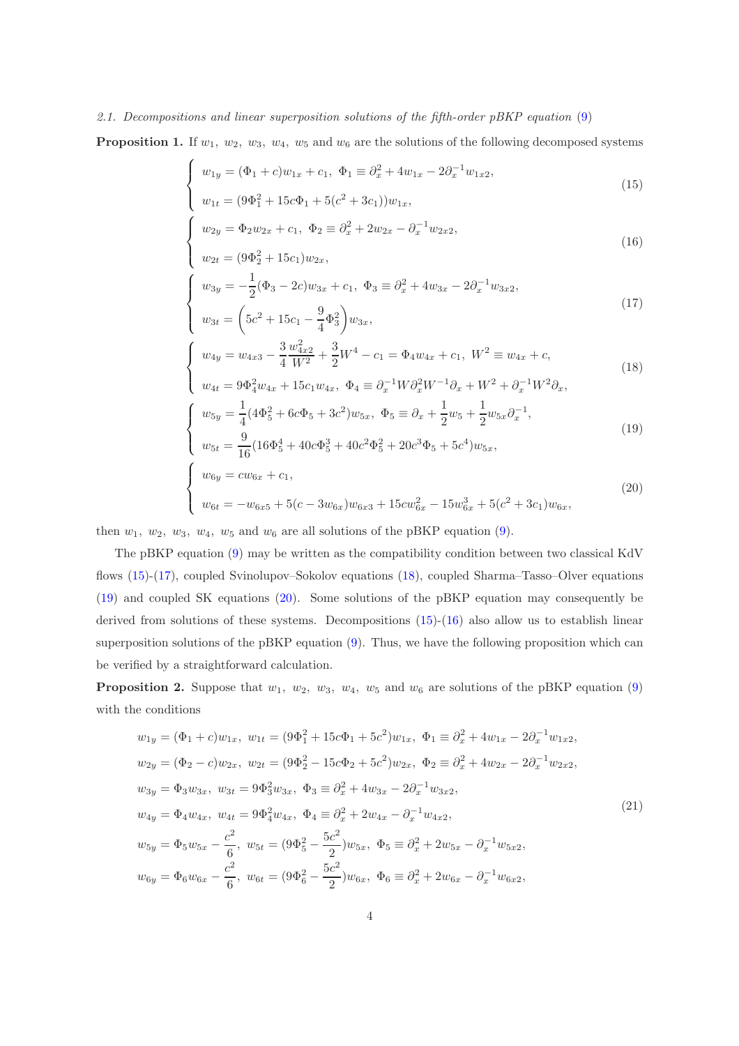### 2.1. Decompositions and linear superposition solutions of the fifth-order pBKP equation (9)

**Proposition 1.** If $w_1,\ w_2,\ w_3,\ w_4,\ w_5$ and $w_6$ are the solutions of the following decomposed systems

$$
\left\{
\begin{array}{l}
w_{1y} = (\Phi_1 + c)w_{1x} + c_1,\ \Phi_1 \equiv \partial_x^2 + 4w_{1x} - 2\partial_x^{-1}w_{1x2}, \\[2mm]
w_{1t} = (9\Phi_1^2 + 15c\Phi_1 + 5(c^2+3c_1))w_{1x},
\end{array}
\right.
\tag{15}
$$

$$
\left\{
\begin{array}{l}
w_{2y} = \Phi_2 w_{2x} + c_1,\ \Phi_2 \equiv \partial_x^2 + 2w_{2x} - \partial_x^{-1}w_{2x2}, \\[2mm]
w_{2t} = (9\Phi_2^2 + 15c_1)w_{2x},
\end{array}
\right.
\tag{16}
$$

$$
\left\{
\begin{array}{l}
w_{3y} = -\dfrac{1}{2}(\Phi_3 - 2c)w_{3x} + c_1,\ \Phi_3 \equiv \partial_x^2 + 4w_{3x} - 2\partial_x^{-1}w_{3x2}, \\[2mm]
w_{3t} = \left(5c^2 + 15c_1 - \dfrac{9}{4}\Phi_3^2\right)w_{3x},
\end{array}
\right.
\tag{17}
$$

$$
\left\{
\begin{array}{l}
w_{4y} = w_{4x3} - \dfrac{3}{4}\dfrac{w_{4x2}^2}{W^2} + \dfrac{3}{2}W^4 - c_1 = \Phi_4 w_{4x} + c_1,\ W^2 \equiv w_{4x} + c, \\[2mm]
w_{4t} = 9\Phi_4^2 w_{4x} + 15c_1 w_{4x},\ \Phi_4 \equiv \partial_x^{-1}W\partial_x^2 W^{-1}\partial_x + W^2 + \partial_x^{-1}W^2\partial_x,
\end{array}
\right.
\tag{18}
$$

$$
\left\{
\begin{array}{l}
w_{5y} = \dfrac{1}{4}(4\Phi_5^2 + 6c\Phi_5 + 3c^2)w_{5x},\ \Phi_5 \equiv \partial_x + \dfrac{1}{2}w_5 + \dfrac{1}{2}w_{5x}\partial_x^{-1}, \\[2mm]
w_{5t} = \dfrac{9}{16}(16\Phi_5^4 + 40c\Phi_5^3 + 40c^2\Phi_5^2 + 20c^3\Phi_5 + 5c^4)w_{5x},
\end{array}
\right.
\tag{19}
$$

$$
\left\{
\begin{array}{l}
w_{6y} = cw_{6x} + c_1, \\[2mm]
w_{6t} = -w_{6x5} + 5(c - 3w_{6x})w_{6x3} + 15cw_{6x}^2 - 15w_{6x}^3 + 5(c^2+3c_1)w_{6x},
\end{array}
\right.
\tag{20}
$$

then $w_1,\ w_2,\ w_3,\ w_4,\ w_5$ and $w_6$ are all solutions of the pBKP equation (9).

The pBKP equation (9) may be written as the compatibility condition between two classical KdV flows (15)-(17), coupled Svinolupov–Sokolov equations (18), coupled Sharma–Tasso–Olver equations (19) and coupled SK equations (20). Some solutions of the pBKP equation may consequently be derived from solutions of these systems. Decompositions (15)-(16) also allow us to establish linear superposition solutions of the pBKP equation (9). Thus, we have the following proposition which can be verified by a straightforward calculation.

**Proposition 2.** Suppose that $w_1,\ w_2,\ w_3,\ w_4,\ w_5$ and $w_6$ are solutions of the pBKP equation (9) with the conditions

$$
\begin{array}{l}
w_{1y} = (\Phi_1 + c)w_{1x},\ w_{1t} = (9\Phi_1^2 + 15c\Phi_1 + 5c^2)w_{1x},\ \Phi_1 \equiv \partial_x^2 + 4w_{1x} - 2\partial_x^{-1}w_{1x2}, \\[2mm]
w_{2y} = (\Phi_2 - c)w_{2x},\ w_{2t} = (9\Phi_2^2 - 15c\Phi_2 + 5c^2)w_{2x},\ \Phi_2 \equiv \partial_x^2 + 4w_{2x} - 2\partial_x^{-1}w_{2x2}, \\[2mm]
w_{3y} = \Phi_3 w_{3x},\ w_{3t} = 9\Phi_3^2 w_{3x},\ \Phi_3 \equiv \partial_x^2 + 4w_{3x} - 2\partial_x^{-1}w_{3x2}, \\[2mm]
w_{4y} = \Phi_4 w_{4x},\ w_{4t} = 9\Phi_4^2 w_{4x},\ \Phi_4 \equiv \partial_x^2 + 2w_{4x} - \partial_x^{-1}w_{4x2}, \\[2mm]
w_{5y} = \Phi_5 w_{5x} - \dfrac{c^2}{6},\ w_{5t} = (9\Phi_5^2 - \dfrac{5c^2}{2})w_{5x},\ \Phi_5 \equiv \partial_x^2 + 2w_{5x} - \partial_x^{-1}w_{5x2}, \\[2mm]
w_{6y} = \Phi_6 w_{6x} - \dfrac{c^2}{6},\ w_{6t} = (9\Phi_6^2 - \dfrac{5c^2}{2})w_{6x},\ \Phi_6 \equiv \partial_x^2 + 2w_{6x} - \partial_x^{-1}w_{6x2},
\end{array}
\tag{21}
$$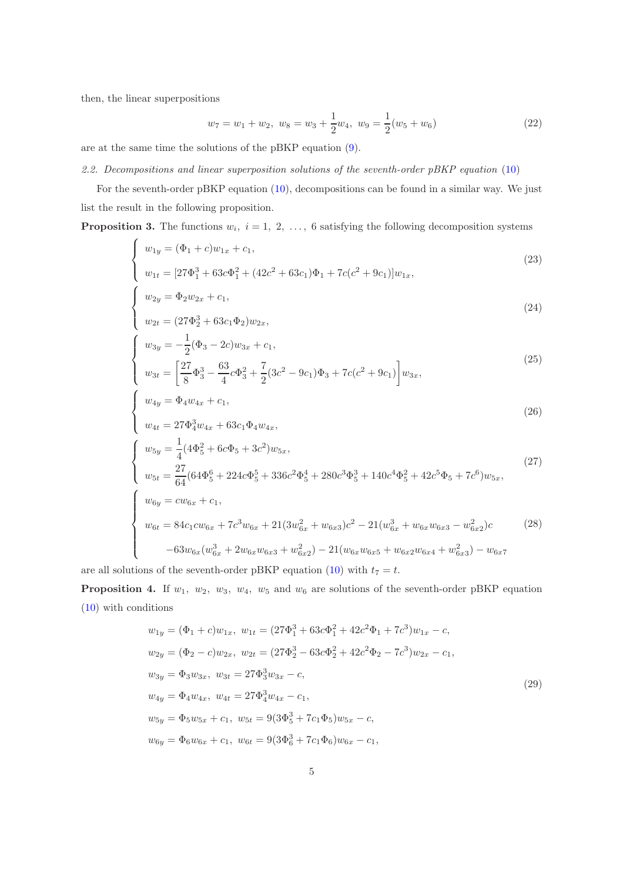then, the linear superpositions

$$w_7 = w_1 + w_2,\ w_8 = w_3 + \frac{1}{2}w_4,\ w_9 = \frac{1}{2}(w_5 + w_6) \tag{22}$$

are at the same time the solutions of the pBKP equation (9).

*2.2. Decompositions and linear superposition solutions of the seventh-order pBKP equation (10)*

For the seventh-order pBKP equation (10), decompositions can be found in a similar way. We just list the result in the following proposition.

**Proposition 3.** The functions $w_i,\ i = 1,\ 2,\ \ldots,\ 6$ satisfying the following decomposition systems

$$\begin{cases} w_{1y} = (\Phi_1 + c)w_{1x} + c_1, \\ w_{1t} = [27\Phi_1^3 + 63c\Phi_1^2 + (42c^2 + 63c_1)\Phi_1 + 7c(c^2 + 9c_1)]w_{1x}, \end{cases} \tag{23}$$

$$\begin{cases} w_{2y} = \Phi_2 w_{2x} + c_1, \\ w_{2t} = (27\Phi_2^3 + 63c_1\Phi_2)w_{2x}, \end{cases} \tag{24}$$

$$\begin{cases} w_{3y} = -\dfrac{1}{2}(\Phi_3 - 2c)w_{3x} + c_1, \\ w_{3t} = \left[\dfrac{27}{8}\Phi_3^3 - \dfrac{63}{4}c\Phi_3^2 + \dfrac{7}{2}(3c^2 - 9c_1)\Phi_3 + 7c(c^2 + 9c_1)\right]w_{3x}, \end{cases} \tag{25}$$

$$\begin{cases} w_{4y} = \Phi_4 w_{4x} + c_1, \\ w_{4t} = 27\Phi_4^3 w_{4x} + 63c_1\Phi_4 w_{4x}, \end{cases} \tag{26}$$

$$\begin{cases} w_{5y} = \dfrac{1}{4}(4\Phi_5^2 + 6c\Phi_5 + 3c^2)w_{5x}, \\ w_{5t} = \dfrac{27}{64}(64\Phi_5^6 + 224c\Phi_5^5 + 336c^2\Phi_5^4 + 280c^3\Phi_5^3 + 140c^4\Phi_5^2 + 42c^5\Phi_5 + 7c^6)w_{5x}, \end{cases} \tag{27}$$

$$\begin{cases} w_{6y} = cw_{6x} + c_1, \\ w_{6t} = 84c_1cw_{6x} + 7c^3w_{6x} + 21(3w_{6x}^2 + w_{6x3})c^2 - 21(w_{6x}^3 + w_{6x}w_{6x3} - w_{6x2}^2)c \\ \qquad -63w_{6x}(w_{6x}^3 + 2w_{6x}w_{6x3} + w_{6x2}^2) - 21(w_{6x}w_{6x5} + w_{6x2}w_{6x4} + w_{6x3}^2) - w_{6x7} \end{cases} \tag{28}$$

are all solutions of the seventh-order pBKP equation (10) with $t_7 = t$.

**Proposition 4.** If $w_1,\ w_2,\ w_3,\ w_4,\ w_5$ and $w_6$ are solutions of the seventh-order pBKP equation (10) with conditions

$$\begin{aligned}
&w_{1y} = (\Phi_1 + c)w_{1x},\ w_{1t} = (27\Phi_1^3 + 63c\Phi_1^2 + 42c^2\Phi_1 + 7c^3)w_{1x} - c, \\
&w_{2y} = (\Phi_2 - c)w_{2x},\ w_{2t} = (27\Phi_2^3 - 63c\Phi_2^2 + 42c^2\Phi_2 - 7c^3)w_{2x} - c_1, \\
&w_{3y} = \Phi_3 w_{3x},\ w_{3t} = 27\Phi_3^3 w_{3x} - c, \\
&w_{4y} = \Phi_4 w_{4x},\ w_{4t} = 27\Phi_4^3 w_{4x} - c_1, \\
&w_{5y} = \Phi_5 w_{5x} + c_1,\ w_{5t} = 9(3\Phi_5^3 + 7c_1\Phi_5)w_{5x} - c, \\
&w_{6y} = \Phi_6 w_{6x} + c_1,\ w_{6t} = 9(3\Phi_6^3 + 7c_1\Phi_6)w_{6x} - c_1,
\end{aligned} \tag{29}$$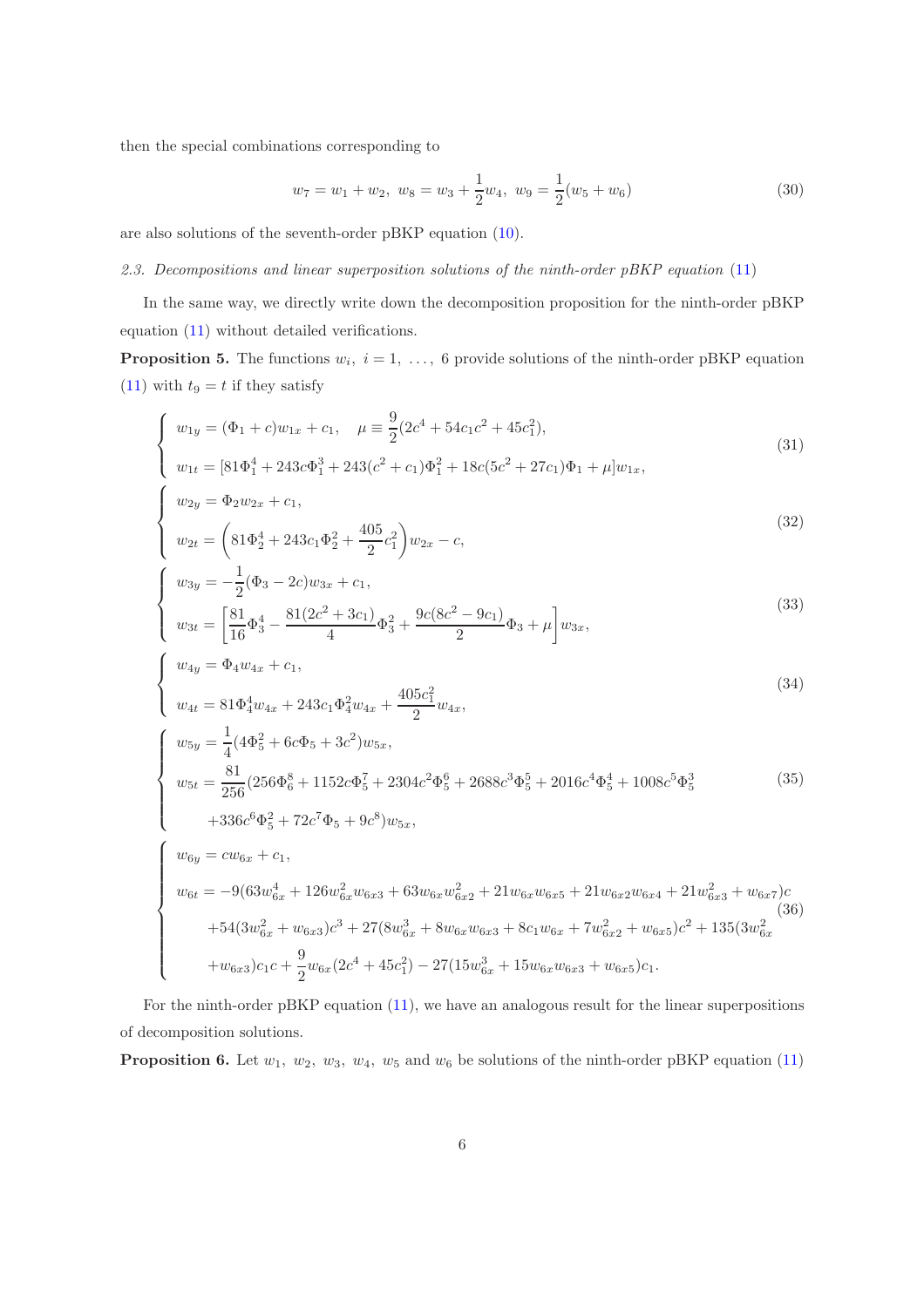then the special combinations corresponding to

$$w_7 = w_1 + w_2,\ w_8 = w_3 + \frac{1}{2}w_4,\ w_9 = \frac{1}{2}(w_5 + w_6) \tag{30}$$

are also solutions of the seventh-order pBKP equation (10).

*2.3. Decompositions and linear superposition solutions of the ninth-order pBKP equation (11)*

In the same way, we directly write down the decomposition proposition for the ninth-order pBKP equation (11) without detailed verifications.

**Proposition 5.** The functions $w_i,\ i = 1,\ \ldots,\ 6$ provide solutions of the ninth-order pBKP equation (11) with $t_9 = t$ if they satisfy

$$\left\{\begin{array}{l} w_{1y} = (\Phi_1 + c)w_{1x} + c_1, \quad \mu \equiv \dfrac{9}{2}(2c^4 + 54c_1c^2 + 45c_1^2), \\ w_{1t} = [81\Phi_1^4 + 243c\Phi_1^3 + 243(c^2 + c_1)\Phi_1^2 + 18c(5c^2 + 27c_1)\Phi_1 + \mu]w_{1x}, \end{array}\right. \tag{31}$$

$$\left\{\begin{array}{l} w_{2y} = \Phi_2 w_{2x} + c_1, \\ w_{2t} = \left(81\Phi_2^4 + 243c_1\Phi_2^2 + \dfrac{405}{2}c_1^2\right)w_{2x} - c, \end{array}\right. \tag{32}$$

$$\left\{\begin{array}{l} w_{3y} = -\dfrac{1}{2}(\Phi_3 - 2c)w_{3x} + c_1, \\ w_{3t} = \left[\dfrac{81}{16}\Phi_3^4 - \dfrac{81(2c^2 + 3c_1)}{4}\Phi_3^2 + \dfrac{9c(8c^2 - 9c_1)}{2}\Phi_3 + \mu\right]w_{3x}, \end{array}\right. \tag{33}$$

$$\left\{\begin{array}{l} w_{4y} = \Phi_4 w_{4x} + c_1, \\ w_{4t} = 81\Phi_4^4 w_{4x} + 243c_1\Phi_4^2 w_{4x} + \dfrac{405c_1^2}{2}w_{4x}, \end{array}\right. \tag{34}$$

$$\left\{\begin{array}{l} w_{5y} = \dfrac{1}{4}(4\Phi_5^2 + 6c\Phi_5 + 3c^2)w_{5x}, \\ w_{5t} = \dfrac{81}{256}(256\Phi_6^8 + 1152c\Phi_5^7 + 2304c^2\Phi_5^6 + 2688c^3\Phi_5^5 + 2016c^4\Phi_5^4 + 1008c^5\Phi_5^3 \\ \qquad +336c^6\Phi_5^2 + 72c^7\Phi_5 + 9c^8)w_{5x}, \end{array}\right. \tag{35}$$

$$\left\{\begin{array}{l} w_{6y} = cw_{6x} + c_1, \\ w_{6t} = -9(63w_{6x}^4 + 126w_{6x}^2 w_{6x3} + 63w_{6x}w_{6x2}^2 + 21w_{6x}w_{6x5} + 21w_{6x2}w_{6x4} + 21w_{6x3}^2 + w_{6x7})c \\ \qquad +54(3w_{6x}^2 + w_{6x3})c^3 + 27(8w_{6x}^3 + 8w_{6x}w_{6x3} + 8c_1w_{6x} + 7w_{6x2}^2 + w_{6x5})c^2 + 135(3w_{6x}^2 \\ \qquad +w_{6x3})c_1c + \dfrac{9}{2}w_{6x}(2c^4 + 45c_1^2) - 27(15w_{6x}^3 + 15w_{6x}w_{6x3} + w_{6x5})c_1. \end{array}\right. \tag{36}$$

For the ninth-order pBKP equation (11), we have an analogous result for the linear superpositions of decomposition solutions.

**Proposition 6.** Let $w_1,\ w_2,\ w_3,\ w_4,\ w_5$ and $w_6$ be solutions of the ninth-order pBKP equation (11)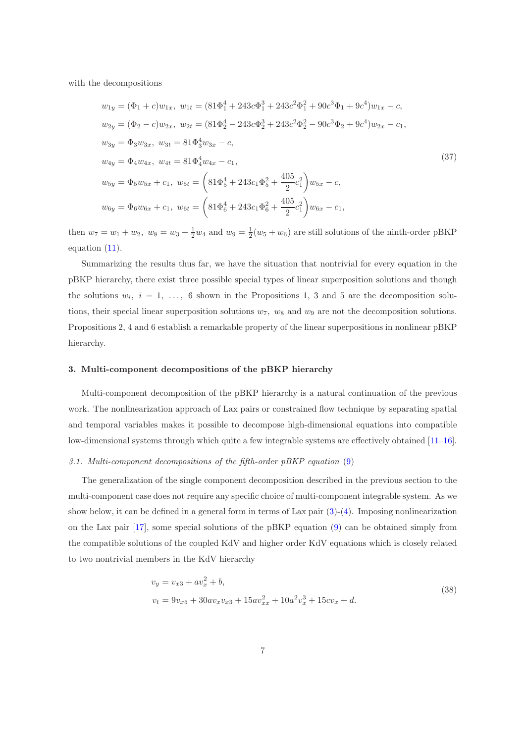with the decompositions

$$
\begin{aligned}
&w_{1y}=(\Phi_1+c)w_{1x},\ w_{1t}=(81\Phi_1^4+243c\Phi_1^3+243c^2\Phi_1^2+90c^3\Phi_1+9c^4)w_{1x}-c,\\
&w_{2y}=(\Phi_2-c)w_{2x},\ w_{2t}=(81\Phi_2^4-243c\Phi_2^3+243c^2\Phi_2^2-90c^3\Phi_2+9c^4)w_{2x}-c_1,\\
&w_{3y}=\Phi_3 w_{3x},\ w_{3t}=81\Phi_3^4 w_{3x}-c,\\
&w_{4y}=\Phi_4 w_{4x},\ w_{4t}=81\Phi_4^4 w_{4x}-c_1,\\
&w_{5y}=\Phi_5 w_{5x}+c_1,\ w_{5t}=\left(81\Phi_5^4+243c_1\Phi_5^2+\frac{405}{2}c_1^2\right)w_{5x}-c,\\
&w_{6y}=\Phi_6 w_{6x}+c_1,\ w_{6t}=\left(81\Phi_6^4+243c_1\Phi_6^2+\frac{405}{2}c_1^2\right)w_{6x}-c_1,
\end{aligned}
\tag{37}
$$

then $w_7=w_1+w_2,\ w_8=w_3+\frac{1}{2}w_4$ and $w_9=\frac{1}{2}(w_5+w_6)$ are still solutions of the ninth-order pBKP equation (11).

Summarizing the results thus far, we have the situation that nontrivial for every equation in the pBKP hierarchy, there exist three possible special types of linear superposition solutions and though the solutions $w_i,\ i=1,\ \ldots,\ 6$ shown in the Propositions 1, 3 and 5 are the decomposition solutions, their special linear superposition solutions $w_7,\ w_8$ and $w_9$ are not the decomposition solutions. Propositions 2, 4 and 6 establish a remarkable property of the linear superpositions in nonlinear pBKP hierarchy.

## 3. Multi-component decompositions of the pBKP hierarchy

Multi-component decomposition of the pBKP hierarchy is a natural continuation of the previous work. The nonlinearization approach of Lax pairs or constrained flow technique by separating spatial and temporal variables makes it possible to decompose high-dimensional equations into compatible low-dimensional systems through which quite a few integrable systems are effectively obtained [11–16].

### *3.1. Multi-component decompositions of the fifth-order pBKP equation (9)*

The generalization of the single component decomposition described in the previous section to the multi-component case does not require any specific choice of multi-component integrable system. As we show below, it can be defined in a general form in terms of Lax pair (3)-(4). Imposing nonlinearization on the Lax pair [17], some special solutions of the pBKP equation (9) can be obtained simply from the compatible solutions of the coupled KdV and higher order KdV equations which is closely related to two nontrivial members in the KdV hierarchy

$$
\begin{aligned}
&v_y=v_{x3}+av_x^2+b,\\
&v_t=9v_{x5}+30av_xv_{x3}+15av_{xx}^2+10a^2v_x^3+15cv_x+d.
\end{aligned}
\tag{38}
$$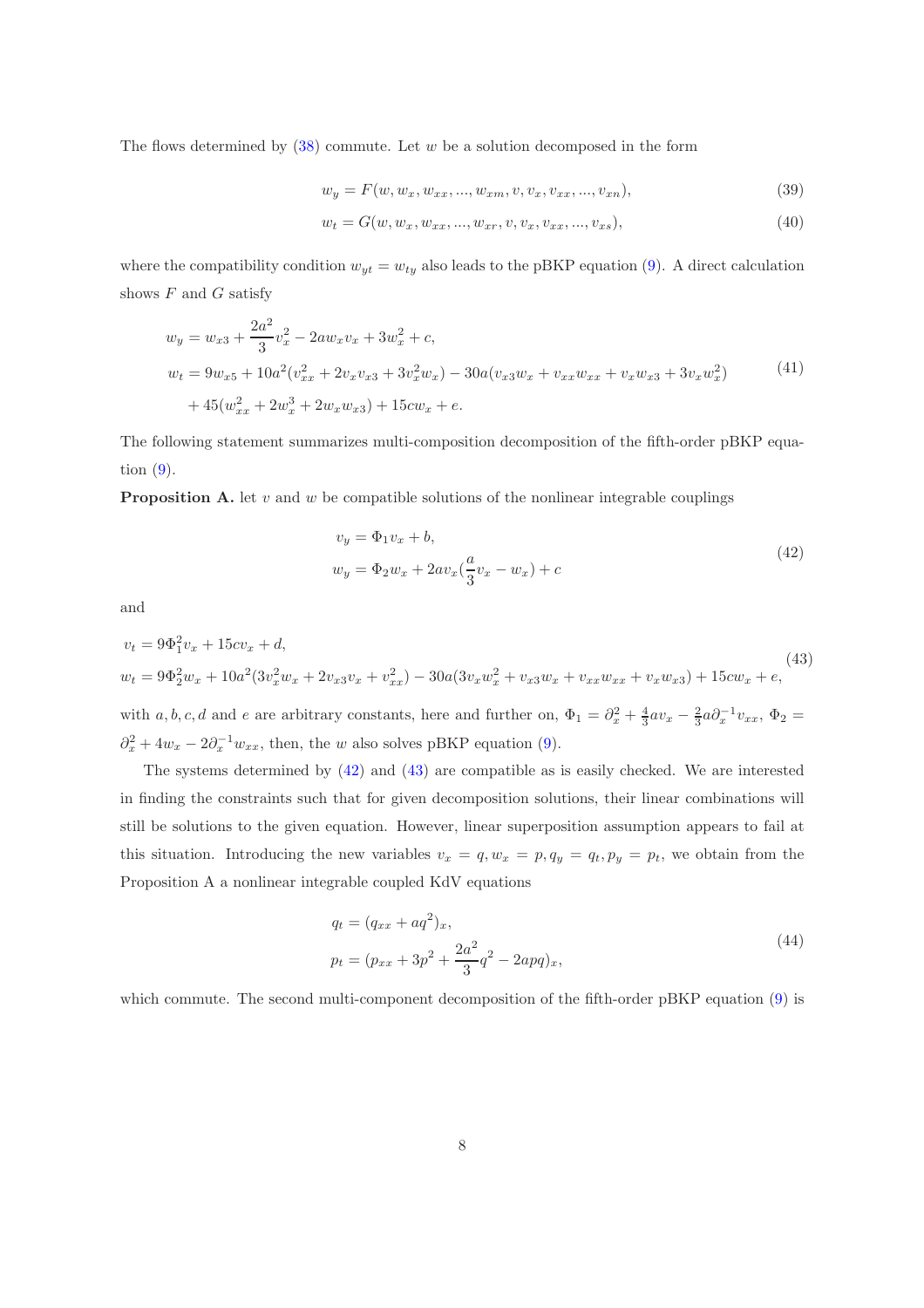The flows determined by (38) commute. Let $w$ be a solution decomposed in the form

$$w_y = F(w, w_x, w_{xx}, ..., w_{xm}, v, v_x, v_{xx}, ..., v_{xn}), \tag{39}$$

$$w_t = G(w, w_x, w_{xx}, ..., w_{xr}, v, v_x, v_{xx}, ..., v_{xs}), \tag{40}$$

where the compatibility condition $w_{yt} = w_{ty}$ also leads to the pBKP equation (9). A direct calculation shows $F$ and $G$ satisfy

$$\begin{aligned}
w_y &= w_{x3} + \frac{2a^2}{3}v_x^2 - 2aw_xv_x + 3w_x^2 + c, \\
w_t &= 9w_{x5} + 10a^2(v_{xx}^2 + 2v_xv_{x3} + 3v_x^2w_x) - 30a(v_{x3}w_x + v_{xx}w_{xx} + v_xw_{x3} + 3v_xw_x^2) \\
&\quad + 45(w_{xx}^2 + 2w_x^3 + 2w_xw_{x3}) + 15cw_x + e.
\end{aligned} \tag{41}$$

The following statement summarizes multi-composition decomposition of the fifth-order pBKP equation (9).

**Proposition A.** let $v$ and $w$ be compatible solutions of the nonlinear integrable couplings

$$\begin{aligned}
v_y &= \Phi_1 v_x + b, \\
w_y &= \Phi_2 w_x + 2av_x(\frac{a}{3}v_x - w_x) + c
\end{aligned} \tag{42}$$

and

$$\begin{aligned}
&v_t = 9\Phi_1^2 v_x + 15cv_x + d, \\
&w_t = 9\Phi_2^2 w_x + 10a^2(3v_x^2w_x + 2v_{x3}v_x + v_{xx}^2) - 30a(3v_xw_x^2 + v_{x3}w_x + v_{xx}w_{xx} + v_xw_{x3}) + 15cw_x + e,
\end{aligned} \tag{43}$$

with $a, b, c, d$ and $e$ are arbitrary constants, here and further on, $\Phi_1 = \partial_x^2 + \frac{4}{3}av_x - \frac{2}{3}a\partial_x^{-1}v_{xx}$, $\Phi_2 = \partial_x^2 + 4w_x - 2\partial_x^{-1}w_{xx}$, then, the $w$ also solves pBKP equation (9).

The systems determined by (42) and (43) are compatible as is easily checked. We are interested in finding the constraints such that for given decomposition solutions, their linear combinations will still be solutions to the given equation. However, linear superposition assumption appears to fail at this situation. Introducing the new variables $v_x = q, w_x = p, q_y = q_t, p_y = p_t$, we obtain from the Proposition A a nonlinear integrable coupled KdV equations

$$\begin{aligned}
q_t &= (q_{xx} + aq^2)_x, \\
p_t &= (p_{xx} + 3p^2 + \frac{2a^2}{3}q^2 - 2apq)_x,
\end{aligned} \tag{44}$$

which commute. The second multi-component decomposition of the fifth-order pBKP equation (9) is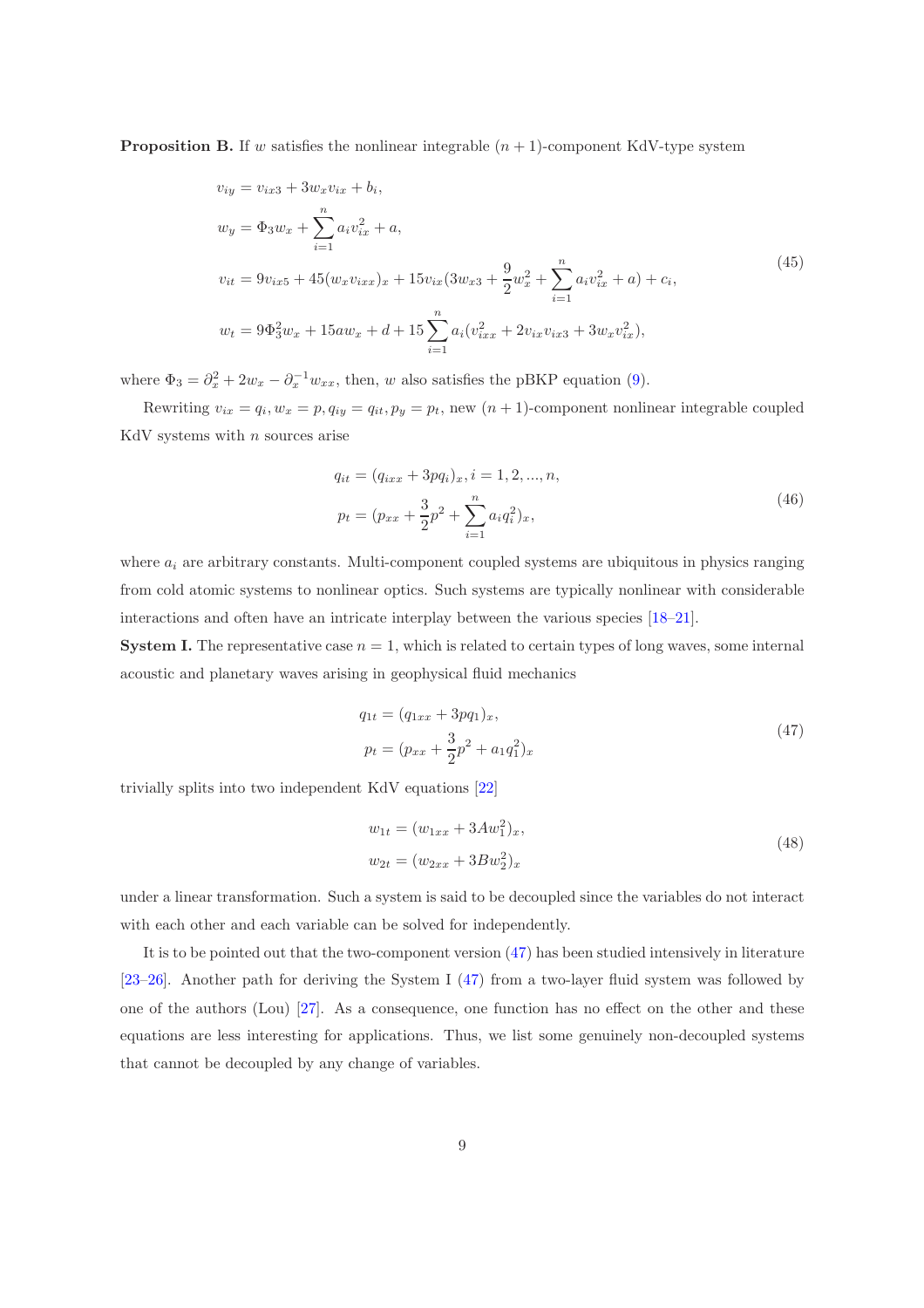**Proposition B.** If $w$ satisfies the nonlinear integrable $(n+1)$-component KdV-type system

$$
\begin{aligned}
&v_{iy} = v_{ix3} + 3w_x v_{ix} + b_i,\\
&w_y = \Phi_3 w_x + \sum_{i=1}^{n} a_i v_{ix}^2 + a,\\
&v_{it} = 9v_{ix5} + 45(w_x v_{ixx})_x + 15v_{ix}(3w_{x3} + \frac{9}{2}w_x^2 + \sum_{i=1}^{n} a_i v_{ix}^2 + a) + c_i,\\
&w_t = 9\Phi_3^2 w_x + 15aw_x + d + 15\sum_{i=1}^{n} a_i(v_{ixx}^2 + 2v_{ix}v_{ix3} + 3w_x v_{ix}^2),
\end{aligned}
\tag{45}
$$

where $\Phi_3 = \partial_x^2 + 2w_x - \partial_x^{-1} w_{xx}$, then, $w$ also satisfies the pBKP equation (9).

Rewriting $v_{ix} = q_i, w_x = p, q_{iy} = q_{it}, p_y = p_t$, new $(n+1)$-component nonlinear integrable coupled KdV systems with $n$ sources arise

$$
\begin{aligned}
&q_{it} = (q_{ixx} + 3pq_i)_x, i = 1, 2, ..., n,\\
&p_t = (p_{xx} + \frac{3}{2}p^2 + \sum_{i=1}^{n} a_i q_i^2)_x,
\end{aligned}
\tag{46}
$$

where $a_i$ are arbitrary constants. Multi-component coupled systems are ubiquitous in physics ranging from cold atomic systems to nonlinear optics. Such systems are typically nonlinear with considerable interactions and often have an intricate interplay between the various species [18–21].

**System I.** The representative case $n = 1$, which is related to certain types of long waves, some internal acoustic and planetary waves arising in geophysical fluid mechanics

$$
\begin{aligned}
&q_{1t} = (q_{1xx} + 3pq_1)_x,\\
&p_t = (p_{xx} + \frac{3}{2}p^2 + a_1 q_1^2)_x
\end{aligned}
\tag{47}
$$

trivially splits into two independent KdV equations [22]

$$
\begin{aligned}
&w_{1t} = (w_{1xx} + 3Aw_1^2)_x,\\
&w_{2t} = (w_{2xx} + 3Bw_2^2)_x
\end{aligned}
\tag{48}
$$

under a linear transformation. Such a system is said to be decoupled since the variables do not interact with each other and each variable can be solved for independently.

It is to be pointed out that the two-component version (47) has been studied intensively in literature [23–26]. Another path for deriving the System I (47) from a two-layer fluid system was followed by one of the authors (Lou) [27]. As a consequence, one function has no effect on the other and these equations are less interesting for applications. Thus, we list some genuinely non-decoupled systems that cannot be decoupled by any change of variables.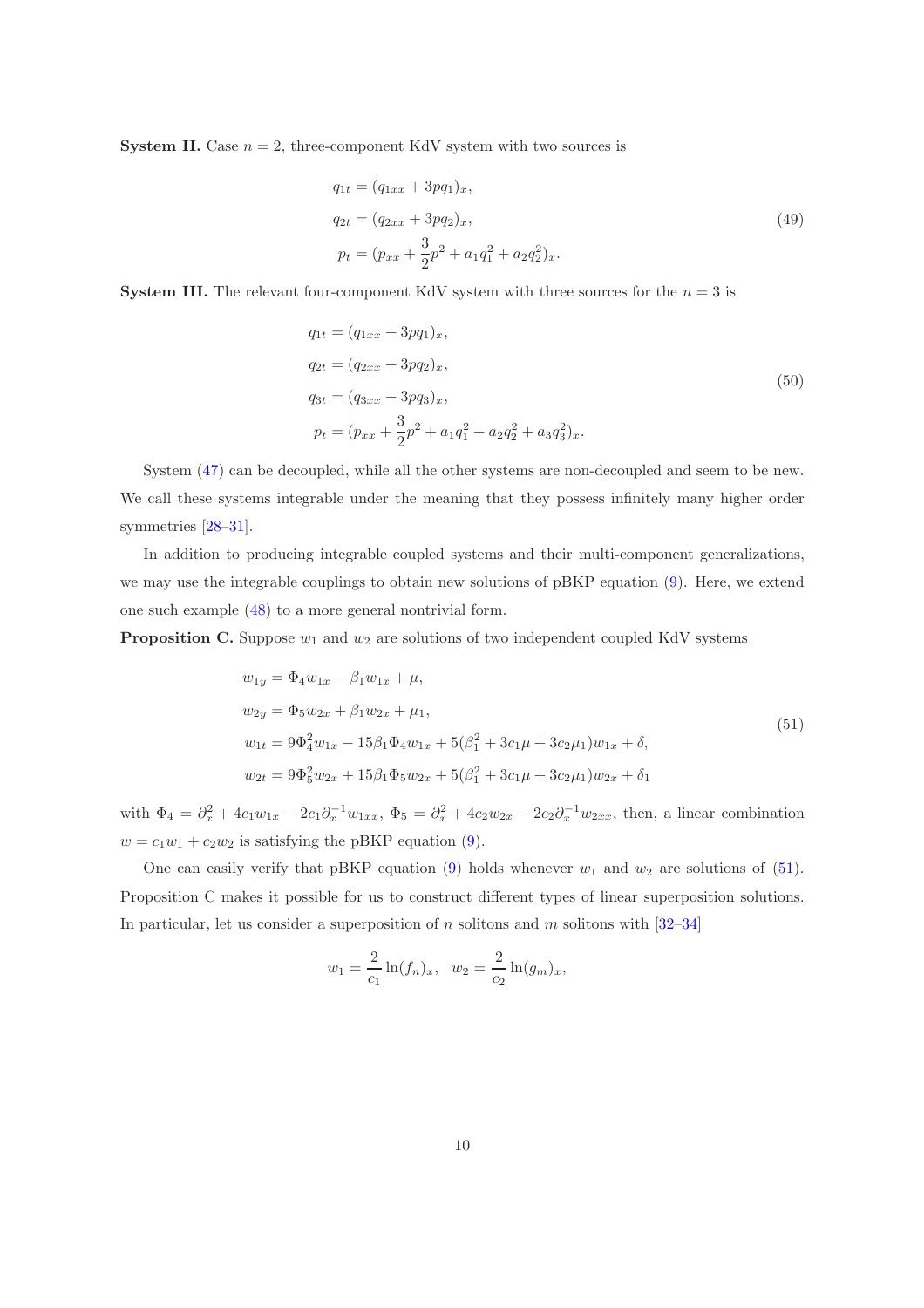**System II.** Case $n = 2$, three-component KdV system with two sources is

$$
\begin{aligned}
q_{1t} &= (q_{1xx} + 3pq_1)_x, \\
q_{2t} &= (q_{2xx} + 3pq_2)_x, \\
p_t &= (p_{xx} + \frac{3}{2}p^2 + a_1q_1^2 + a_2q_2^2)_x.
\end{aligned}
\tag{49}
$$

**System III.** The relevant four-component KdV system with three sources for the $n = 3$ is

$$
\begin{aligned}
q_{1t} &= (q_{1xx} + 3pq_1)_x, \\
q_{2t} &= (q_{2xx} + 3pq_2)_x, \\
q_{3t} &= (q_{3xx} + 3pq_3)_x, \\
p_t &= (p_{xx} + \frac{3}{2}p^2 + a_1q_1^2 + a_2q_2^2 + a_3q_3^2)_x.
\end{aligned}
\tag{50}
$$

System (47) can be decoupled, while all the other systems are non-decoupled and seem to be new. We call these systems integrable under the meaning that they possess infinitely many higher order symmetries [28–31].

In addition to producing integrable coupled systems and their multi-component generalizations, we may use the integrable couplings to obtain new solutions of pBKP equation (9). Here, we extend one such example (48) to a more general nontrivial form.

**Proposition C.** Suppose $w_1$ and $w_2$ are solutions of two independent coupled KdV systems

$$
\begin{aligned}
w_{1y} &= \Phi_4 w_{1x} - \beta_1 w_{1x} + \mu, \\
w_{2y} &= \Phi_5 w_{2x} + \beta_1 w_{2x} + \mu_1, \\
w_{1t} &= 9\Phi_4^2 w_{1x} - 15\beta_1\Phi_4 w_{1x} + 5(\beta_1^2 + 3c_1\mu + 3c_2\mu_1)w_{1x} + \delta, \\
w_{2t} &= 9\Phi_5^2 w_{2x} + 15\beta_1\Phi_5 w_{2x} + 5(\beta_1^2 + 3c_1\mu + 3c_2\mu_1)w_{2x} + \delta_1
\end{aligned}
\tag{51}
$$

with $\Phi_4 = \partial_x^2 + 4c_1w_{1x} - 2c_1\partial_x^{-1}w_{1xx}$, $\Phi_5 = \partial_x^2 + 4c_2w_{2x} - 2c_2\partial_x^{-1}w_{2xx}$, then, a linear combination $w = c_1w_1 + c_2w_2$ is satisfying the pBKP equation (9).

One can easily verify that pBKP equation (9) holds whenever $w_1$ and $w_2$ are solutions of (51). Proposition C makes it possible for us to construct different types of linear superposition solutions. In particular, let us consider a superposition of $n$ solitons and $m$ solitons with [32–34]

$$
w_1 = \frac{2}{c_1}\ln(f_n)_x, \quad w_2 = \frac{2}{c_2}\ln(g_m)_x,
$$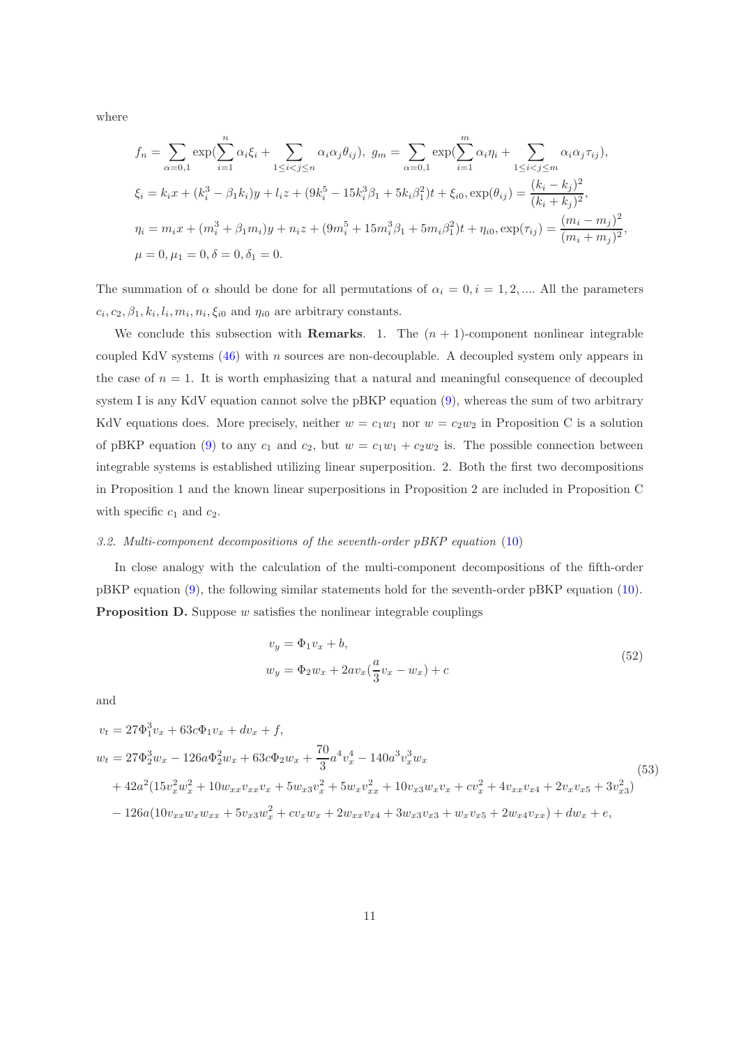where

$$
\begin{aligned}
&f_n = \sum_{\alpha=0,1} \exp(\sum_{i=1}^{n} \alpha_i \xi_i + \sum_{1\le i<j\le n} \alpha_i\alpha_j\theta_{ij}),\ g_m = \sum_{\alpha=0,1} \exp(\sum_{i=1}^{m} \alpha_i \eta_i + \sum_{1\le i<j\le m} \alpha_i\alpha_j\tau_{ij}),\\
&\xi_i = k_i x + (k_i^3 - \beta_1 k_i) y + l_i z + (9k_i^5 - 15k_i^3\beta_1 + 5k_i\beta_1^2)t + \xi_{i0}, \exp(\theta_{ij}) = \frac{(k_i-k_j)^2}{(k_i+k_j)^2},\\
&\eta_i = m_i x + (m_i^3 + \beta_1 m_i) y + n_i z + (9m_i^5 + 15m_i^3\beta_1 + 5m_i\beta_1^2)t + \eta_{i0}, \exp(\tau_{ij}) = \frac{(m_i-m_j)^2}{(m_i+m_j)^2},\\
&\mu = 0, \mu_1 = 0, \delta = 0, \delta_1 = 0.
\end{aligned}
$$

The summation of $\alpha$ should be done for all permutations of $\alpha_i = 0, i = 1, 2, ....$ All the parameters $c_i, c_2, \beta_1, k_i, l_i, m_i, n_i, \xi_{i0}$ and $\eta_{i0}$ are arbitrary constants.

We conclude this subsection with **Remarks**. 1. The $(n+1)$-component nonlinear integrable coupled KdV systems (46) with $n$ sources are non-decouplable. A decoupled system only appears in the case of $n = 1$. It is worth emphasizing that a natural and meaningful consequence of decoupled system I is any KdV equation cannot solve the pBKP equation (9), whereas the sum of two arbitrary KdV equations does. More precisely, neither $w = c_1 w_1$ nor $w = c_2 w_2$ in Proposition C is a solution of pBKP equation (9) to any $c_1$ and $c_2$, but $w = c_1 w_1 + c_2 w_2$ is. The possible connection between integrable systems is established utilizing linear superposition. 2. Both the first two decompositions in Proposition 1 and the known linear superpositions in Proposition 2 are included in Proposition C with specific $c_1$ and $c_2$.

### *3.2. Multi-component decompositions of the seventh-order pBKP equation (10)*

In close analogy with the calculation of the multi-component decompositions of the fifth-order pBKP equation (9), the following similar statements hold for the seventh-order pBKP equation (10).
**Proposition D.** Suppose $w$ satisfies the nonlinear integrable couplings

$$
\begin{aligned}
v_y &= \Phi_1 v_x + b,\\
w_y &= \Phi_2 w_x + 2a v_x(\frac{a}{3}v_x - w_x) + c
\end{aligned}
\tag{52}
$$

and

$$
\begin{aligned}
v_t &= 27\Phi_1^3 v_x + 63c\Phi_1 v_x + dv_x + f,\\
w_t &= 27\Phi_2^3 w_x - 126a\Phi_2^2 w_x + 63c\Phi_2 w_x + \frac{70}{3}a^4 v_x^4 - 140a^3 v_x^3 w_x\\
&+ 42a^2(15v_x^2 w_x^2 + 10w_{xx}v_{xx}v_x + 5w_{x3}v_x^2 + 5w_x v_{xx}^2 + 10v_{x3}w_x v_x + cv_x^2 + 4v_{xx}v_{x4} + 2v_x v_{x5} + 3v_{x3}^2)\\
&- 126a(10v_{xx}w_x w_{xx} + 5v_{x3}w_x^2 + cv_x w_x + 2w_{xx}v_{x4} + 3w_{x3}v_{x3} + w_x v_{x5} + 2w_{x4}v_{xx}) + dw_x + e,
\end{aligned}
\tag{53}
$$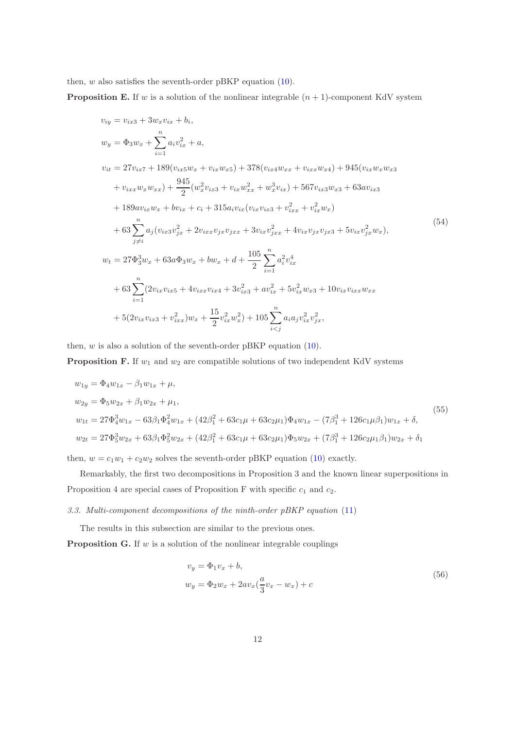then, $w$ also satisfies the seventh-order pBKP equation (10).

**Proposition E.** If $w$ is a solution of the nonlinear integrable $(n+1)$-component KdV system

$$
\begin{aligned}
v_{iy} &= v_{ix3} + 3w_x v_{ix} + b_i,\\
w_y &= \Phi_3 w_x + \sum_{i=1}^{n} a_i v_{ix}^2 + a,\\
v_{it} &= 27v_{ix7} + 189(v_{ix5}w_x + v_{ix}w_{x5}) + 378(v_{ix4}w_{xx} + v_{ixx}w_{x4}) + 945(v_{ix}w_x w_{x3}\\
&\quad + v_{ixx}w_x w_{xx}) + \frac{945}{2}(w_x^2 v_{ix3} + v_{ix}w_{xx}^2 + w_x^3 v_{ix}) + 567v_{ix3}w_{x3} + 63av_{ix3}\\
&\quad + 189av_{ix}w_x + bv_{ix} + c_i + 315a_i v_{ix}(v_{ix}v_{ix3} + v_{ixx}^2 + v_{ix}^2 w_x)\\
&\quad + 63\sum_{j\neq i}^{n} a_j(v_{ix3}v_{jx}^2 + 2v_{ixx}v_{jx}v_{jxx} + 3v_{ix}v_{jxx}^2 + 4v_{ix}v_{jx}v_{jx3} + 5v_{ix}v_{jx}^2 w_x),\\
w_t &= 27\Phi_3^3 w_x + 63a\Phi_3 w_x + bw_x + d + \frac{105}{2}\sum_{i=1}^{n} a_i^2 v_{ix}^4\\
&\quad + 63\sum_{i=1}^{n}(2v_{ix}v_{ix5} + 4v_{ixx}v_{ix4} + 3v_{ix3}^2 + av_{ix}^2 + 5v_{ix}^2 w_{x3} + 10v_{ix}v_{ixx}w_{xx}\\
&\quad + 5(2v_{ix}v_{ix3} + v_{ixx}^2)w_x + \frac{15}{2}v_{ix}^2 w_x^2) + 105\sum_{i<j}^{n} a_i a_j v_{ix}^2 v_{jx}^2,
\end{aligned}
\tag{54}
$$

then, $w$ is also a solution of the seventh-order pBKP equation (10).

**Proposition F.** If $w_1$ and $w_2$ are compatible solutions of two independent KdV systems

$$
\begin{aligned}
w_{1y} &= \Phi_4 w_{1x} - \beta_1 w_{1x} + \mu,\\
w_{2y} &= \Phi_5 w_{2x} + \beta_1 w_{2x} + \mu_1,\\
w_{1t} &= 27\Phi_4^3 w_{1x} - 63\beta_1\Phi_4^2 w_{1x} + (42\beta_1^2 + 63c_1\mu + 63c_2\mu_1)\Phi_4 w_{1x} - (7\beta_1^3 + 126c_1\mu\beta_1)w_{1x} + \delta,\\
w_{2t} &= 27\Phi_5^3 w_{2x} + 63\beta_1\Phi_5^2 w_{2x} + (42\beta_1^2 + 63c_1\mu + 63c_2\mu_1)\Phi_5 w_{2x} + (7\beta_1^3 + 126c_2\mu_1\beta_1)w_{2x} + \delta_1
\end{aligned}
\tag{55}
$$

then, $w = c_1 w_1 + c_2 w_2$ solves the seventh-order pBKP equation (10) exactly.

Remarkably, the first two decompositions in Proposition 3 and the known linear superpositions in Proposition 4 are special cases of Proposition F with specific $c_1$ and $c_2$.

### *3.3. Multi-component decompositions of the ninth-order pBKP equation* (11)

The results in this subsection are similar to the previous ones.

**Proposition G.** If $w$ is a solution of the nonlinear integrable couplings

$$
\begin{aligned}
v_y &= \Phi_1 v_x + b,\\
w_y &= \Phi_2 w_x + 2av_x\left(\frac{a}{3}v_x - w_x\right) + c
\end{aligned}
\tag{56}
$$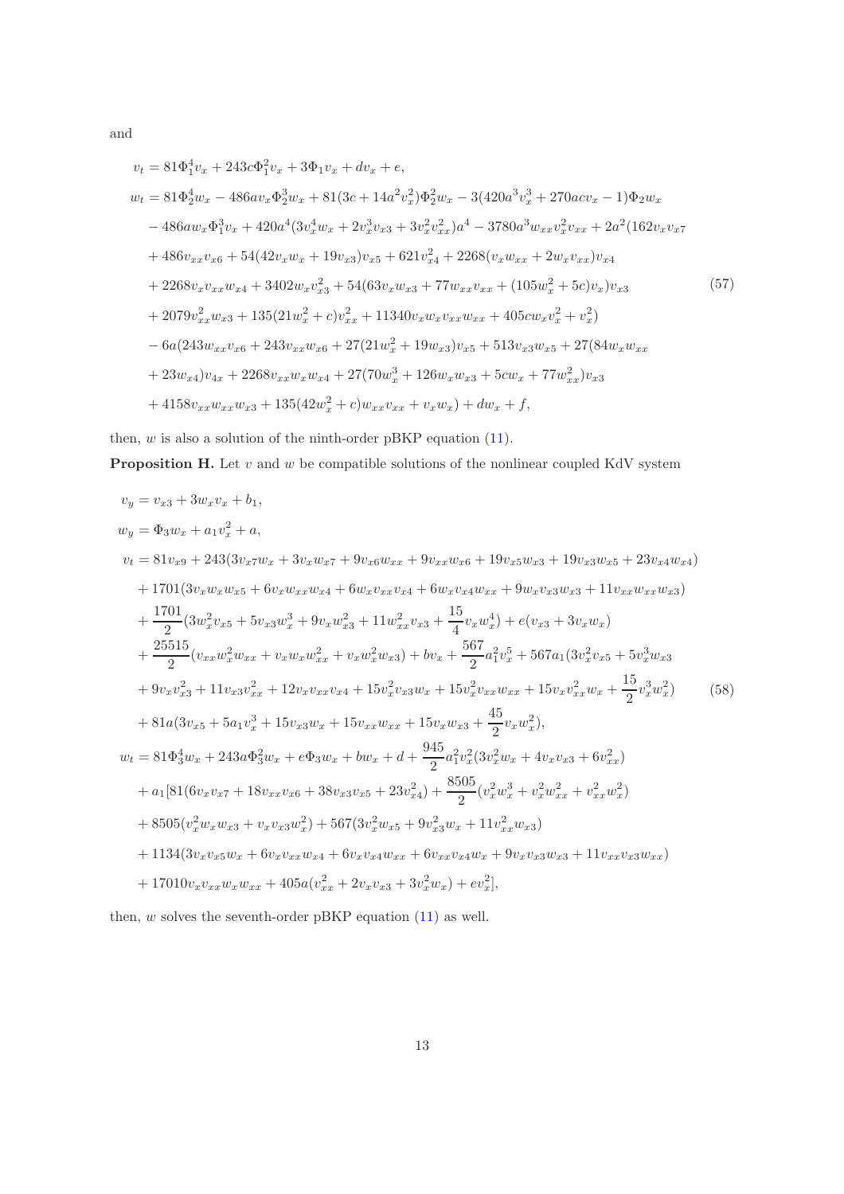and

$$
\begin{aligned}
v_t &= 81\Phi_1^4 v_x + 243c\Phi_1^2 v_x + 3\Phi_1 v_x + dv_x + e,\\
w_t &= 81\Phi_2^4 w_x - 486av_x\Phi_2^3 w_x + 81(3c + 14a^2v_x^2)\Phi_2^2 w_x - 3(420a^3v_x^3 + 270acv_x - 1)\Phi_2 w_x\\
&\quad - 486aw_x\Phi_1^3 v_x + 420a^4(3v_x^4 w_x + 2v_x^3 v_{x3} + 3v_x^2 v_{xx}^2)a^4 - 3780a^3 w_{xx} v_x^2 v_{xx} + 2a^2(162v_x v_{x7}\\
&\quad + 486v_{xx}v_{x6} + 54(42v_x w_x + 19v_{x3})v_{x5} + 621v_{x4}^2 + 2268(v_x w_{xx} + 2w_x v_{xx})v_{x4}\\
&\quad + 2268v_x v_{xx} w_{x4} + 3402w_x v_{x3}^2 + 54(63v_x w_{x3} + 77w_{xx}v_{xx} + (105w_x^2 + 5c)v_x)v_{x3} \qquad (57)\\
&\quad + 2079v_{xx}^2 w_{x3} + 135(21w_x^2 + c)v_{xx}^2 + 11340v_x w_x v_{xx} w_{xx} + 405cw_x v_x^2 + v_x^2)\\
&\quad - 6a(243w_{xx}v_{x6} + 243v_{xx}w_{x6} + 27(21w_x^2 + 19w_{x3})v_{x5} + 513v_{x3}w_{x5} + 27(84w_x w_{xx}\\
&\quad + 23w_{x4})v_{4x} + 2268v_{xx}w_x w_{x4} + 27(70w_x^3 + 126w_x w_{x3} + 5cw_x + 77w_{xx}^2)v_{x3}\\
&\quad + 4158v_{xx}w_{xx}w_{x3} + 135(42w_x^2 + c)w_{xx}v_{xx} + v_x w_x) + dw_x + f,
\end{aligned}
$$

then, $w$ is also a solution of the ninth-order pBKP equation (11).

**Proposition H.** Let $v$ and $w$ be compatible solutions of the nonlinear coupled KdV system

$$
\begin{aligned}
v_y &= v_{x3} + 3w_x v_x + b_1,\\
w_y &= \Phi_3 w_x + a_1 v_x^2 + a,\\
v_t &= 81v_{x9} + 243(3v_{x7}w_x + 3v_x w_{x7} + 9v_{x6}w_{xx} + 9v_{xx}w_{x6} + 19v_{x5}w_{x3} + 19v_{x3}w_{x5} + 23v_{x4}w_{x4})\\
&\quad + 1701(3v_x w_x w_{x5} + 6v_x w_{xx} w_{x4} + 6w_x v_{xx} v_{x4} + 6w_x v_{x4} w_{xx} + 9w_x v_{x3} w_{x3} + 11v_{xx} w_{xx} w_{x3})\\
&\quad + \frac{1701}{2}(3w_x^2 v_{x5} + 5v_{x3}w_x^3 + 9v_x w_{x3}^2 + 11w_{xx}^2 v_{x3} + \frac{15}{4}v_x w_x^4) + e(v_{x3} + 3v_x w_x)\\
&\quad + \frac{25515}{2}(v_{xx}w_x^2 w_{xx} + v_x w_x w_{xx}^2 + v_x w_x^2 w_{x3}) + bv_x + \frac{567}{2}a_1^2 v_x^5 + 567a_1(3v_x^2 v_{x5} + 5v_x^3 w_{x3}\\
&\quad + 9v_x v_{x3}^2 + 11v_{x3}v_{xx}^2 + 12v_x v_{xx} v_{x4} + 15v_x^2 v_{x3} w_x + 15v_x^2 v_{xx} w_{xx} + 15v_x v_{xx}^2 w_x + \frac{15}{2}v_x^3 w_x^2) \qquad (58)\\
&\quad + 81a(3v_{x5} + 5a_1 v_x^3 + 15v_{x3}w_x + 15v_{xx}w_{xx} + 15v_x w_{x3} + \frac{45}{2}v_x w_x^2),\\
w_t &= 81\Phi_3^4 w_x + 243a\Phi_3^2 w_x + e\Phi_3 w_x + bw_x + d + \frac{945}{2}a_1^2 v_x^2(3v_x^2 w_x + 4v_x v_{x3} + 6v_{xx}^2)\\
&\quad + a_1[81(6v_x v_{x7} + 18v_{xx}v_{x6} + 38v_{x3}v_{x5} + 23v_{x4}^2) + \frac{8505}{2}(v_x^2 w_x^3 + v_x^2 w_{xx}^2 + v_{xx}^2 w_x^2)\\
&\quad + 8505(v_x^2 w_x w_{x3} + v_x v_{x3} w_x^2) + 567(3v_x^2 w_{x5} + 9v_{x3}^2 w_x + 11v_{xx}^2 w_{x3})\\
&\quad + 1134(3v_x v_{x5} w_x + 6v_x v_{xx} w_{x4} + 6v_x v_{x4} w_{xx} + 6v_{xx} v_{x4} w_x + 9v_x v_{x3} w_{x3} + 11v_{xx} v_{x3} w_{xx})\\
&\quad + 17010v_x v_{xx} w_x w_{xx} + 405a(v_{xx}^2 + 2v_x v_{x3} + 3v_x^2 w_x) + ev_x^2],
\end{aligned}
$$

then, $w$ solves the seventh-order pBKP equation (11) as well.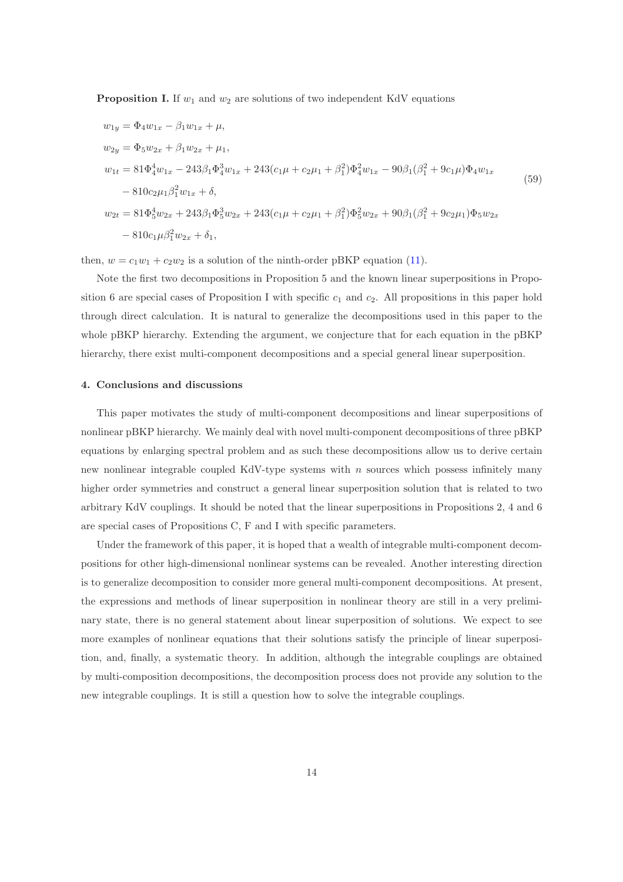**Proposition I.** If $w_1$ and $w_2$ are solutions of two independent KdV equations

$$
\begin{aligned}
&w_{1y} = \Phi_4 w_{1x} - \beta_1 w_{1x} + \mu, \\
&w_{2y} = \Phi_5 w_{2x} + \beta_1 w_{2x} + \mu_1, \\
&w_{1t} = 81\Phi_4^4 w_{1x} - 243\beta_1 \Phi_4^3 w_{1x} + 243(c_1\mu + c_2\mu_1 + \beta_1^2)\Phi_4^2 w_{1x} - 90\beta_1(\beta_1^2 + 9c_1\mu)\Phi_4 w_{1x} \\
&\quad - 810 c_2 \mu_1 \beta_1^2 w_{1x} + \delta, \\
&w_{2t} = 81\Phi_5^4 w_{2x} + 243\beta_1 \Phi_5^3 w_{2x} + 243(c_1\mu + c_2\mu_1 + \beta_1^2)\Phi_5^2 w_{2x} + 90\beta_1(\beta_1^2 + 9c_2\mu_1)\Phi_5 w_{2x} \\
&\quad - 810 c_1 \mu \beta_1^2 w_{2x} + \delta_1,
\end{aligned}
\tag{59}
$$

then, $w = c_1 w_1 + c_2 w_2$ is a solution of the ninth-order pBKP equation (11).

Note the first two decompositions in Proposition 5 and the known linear superpositions in Proposition 6 are special cases of Proposition I with specific $c_1$ and $c_2$. All propositions in this paper hold through direct calculation. It is natural to generalize the decompositions used in this paper to the whole pBKP hierarchy. Extending the argument, we conjecture that for each equation in the pBKP hierarchy, there exist multi-component decompositions and a special general linear superposition.

## 4. Conclusions and discussions

This paper motivates the study of multi-component decompositions and linear superpositions of nonlinear pBKP hierarchy. We mainly deal with novel multi-component decompositions of three pBKP equations by enlarging spectral problem and as such these decompositions allow us to derive certain new nonlinear integrable coupled KdV-type systems with $n$ sources which possess infinitely many higher order symmetries and construct a general linear superposition solution that is related to two arbitrary KdV couplings. It should be noted that the linear superpositions in Propositions 2, 4 and 6 are special cases of Propositions C, F and I with specific parameters.

Under the framework of this paper, it is hoped that a wealth of integrable multi-component decompositions for other high-dimensional nonlinear systems can be revealed. Another interesting direction is to generalize decomposition to consider more general multi-component decompositions. At present, the expressions and methods of linear superposition in nonlinear theory are still in a very preliminary state, there is no general statement about linear superposition of solutions. We expect to see more examples of nonlinear equations that their solutions satisfy the principle of linear superposition, and, finally, a systematic theory. In addition, although the integrable couplings are obtained by multi-composition decompositions, the decomposition process does not provide any solution to the new integrable couplings. It is still a question how to solve the integrable couplings.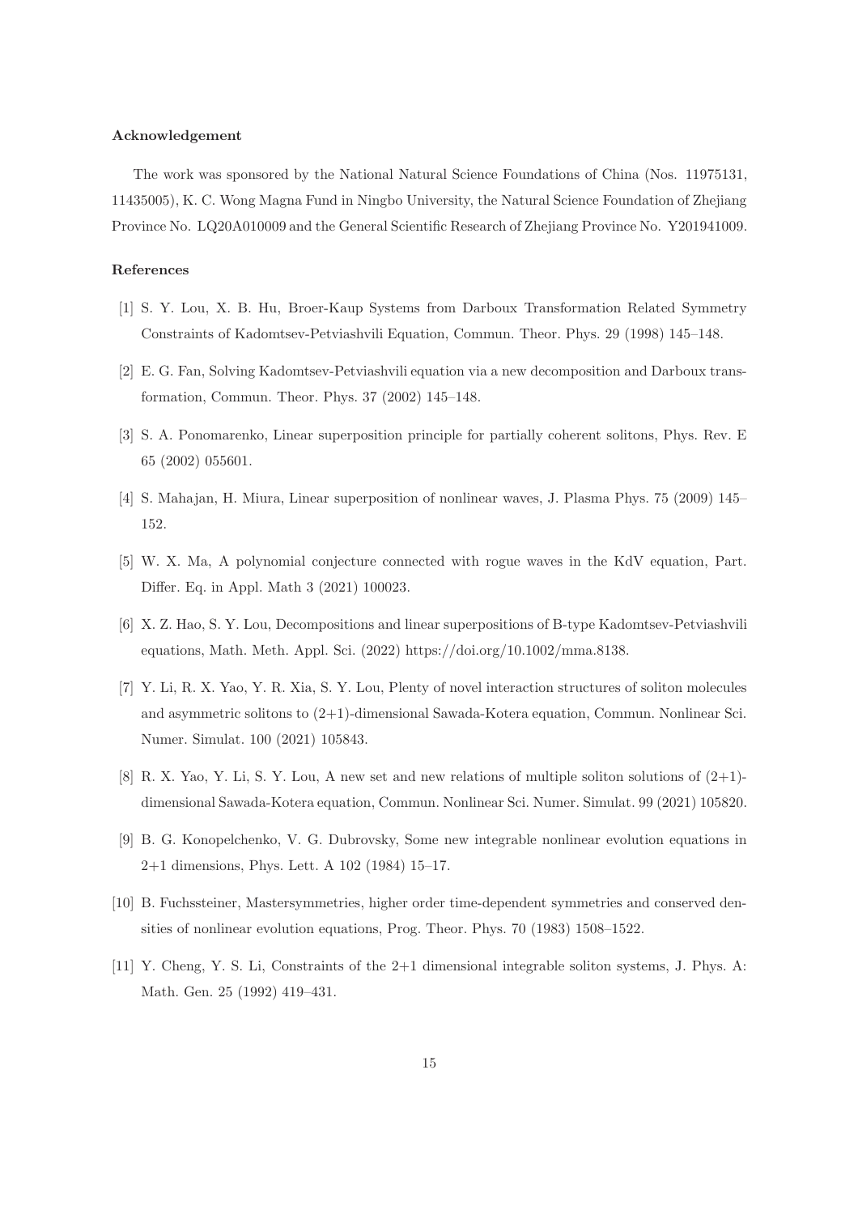### Acknowledgement

The work was sponsored by the National Natural Science Foundations of China (Nos. 11975131, 11435005), K. C. Wong Magna Fund in Ningbo University, the Natural Science Foundation of Zhejiang Province No. LQ20A010009 and the General Scientific Research of Zhejiang Province No. Y201941009.

### References

[1] S. Y. Lou, X. B. Hu, Broer-Kaup Systems from Darboux Transformation Related Symmetry Constraints of Kadomtsev-Petviashvili Equation, Commun. Theor. Phys. 29 (1998) 145–148.

[2] E. G. Fan, Solving Kadomtsev-Petviashvili equation via a new decomposition and Darboux transformation, Commun. Theor. Phys. 37 (2002) 145–148.

[3] S. A. Ponomarenko, Linear superposition principle for partially coherent solitons, Phys. Rev. E 65 (2002) 055601.

[4] S. Mahajan, H. Miura, Linear superposition of nonlinear waves, J. Plasma Phys. 75 (2009) 145–152.

[5] W. X. Ma, A polynomial conjecture connected with rogue waves in the KdV equation, Part. Differ. Eq. in Appl. Math 3 (2021) 100023.

[6] X. Z. Hao, S. Y. Lou, Decompositions and linear superpositions of B-type Kadomtsev-Petviashvili equations, Math. Meth. Appl. Sci. (2022) https://doi.org/10.1002/mma.8138.

[7] Y. Li, R. X. Yao, Y. R. Xia, S. Y. Lou, Plenty of novel interaction structures of soliton molecules and asymmetric solitons to (2+1)-dimensional Sawada-Kotera equation, Commun. Nonlinear Sci. Numer. Simulat. 100 (2021) 105843.

[8] R. X. Yao, Y. Li, S. Y. Lou, A new set and new relations of multiple soliton solutions of (2+1)-dimensional Sawada-Kotera equation, Commun. Nonlinear Sci. Numer. Simulat. 99 (2021) 105820.

[9] B. G. Konopelchenko, V. G. Dubrovsky, Some new integrable nonlinear evolution equations in 2+1 dimensions, Phys. Lett. A 102 (1984) 15–17.

[10] B. Fuchssteiner, Mastersymmetries, higher order time-dependent symmetries and conserved densities of nonlinear evolution equations, Prog. Theor. Phys. 70 (1983) 1508–1522.

[11] Y. Cheng, Y. S. Li, Constraints of the 2+1 dimensional integrable soliton systems, J. Phys. A: Math. Gen. 25 (1992) 419–431.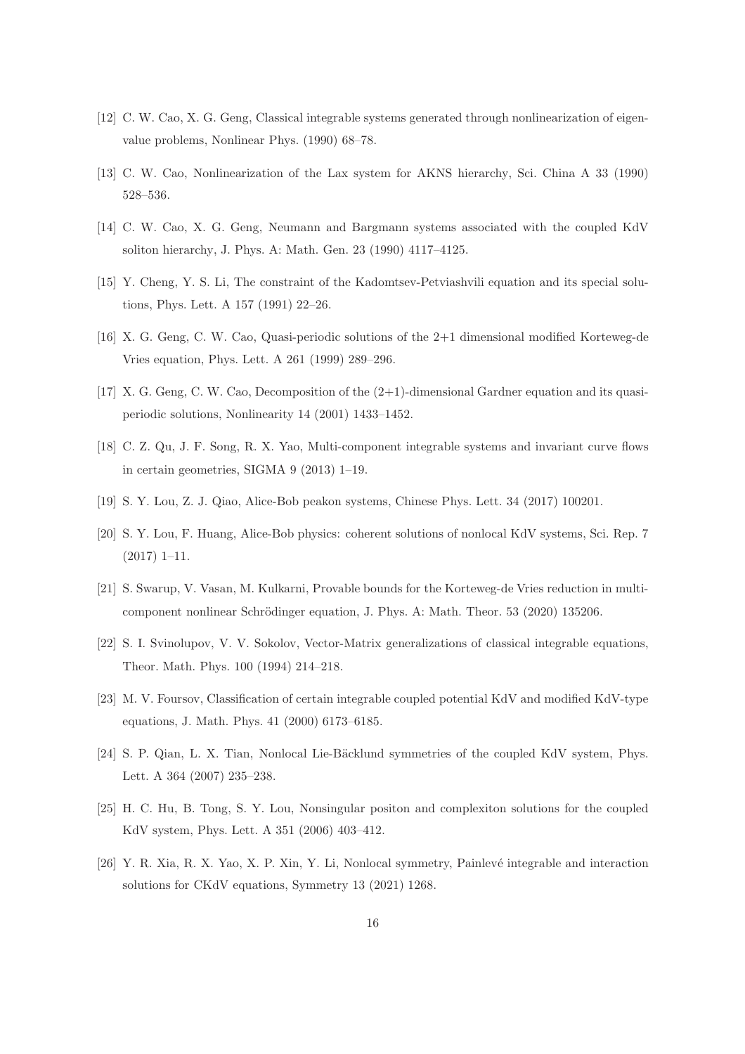[12] C. W. Cao, X. G. Geng, Classical integrable systems generated through nonlinearization of eigenvalue problems, Nonlinear Phys. (1990) 68–78.

[13] C. W. Cao, Nonlinearization of the Lax system for AKNS hierarchy, Sci. China A 33 (1990) 528–536.

[14] C. W. Cao, X. G. Geng, Neumann and Bargmann systems associated with the coupled KdV soliton hierarchy, J. Phys. A: Math. Gen. 23 (1990) 4117–4125.

[15] Y. Cheng, Y. S. Li, The constraint of the Kadomtsev-Petviashvili equation and its special solutions, Phys. Lett. A 157 (1991) 22–26.

[16] X. G. Geng, C. W. Cao, Quasi-periodic solutions of the 2+1 dimensional modified Korteweg-de Vries equation, Phys. Lett. A 261 (1999) 289–296.

[17] X. G. Geng, C. W. Cao, Decomposition of the (2+1)-dimensional Gardner equation and its quasi-periodic solutions, Nonlinearity 14 (2001) 1433–1452.

[18] C. Z. Qu, J. F. Song, R. X. Yao, Multi-component integrable systems and invariant curve flows in certain geometries, SIGMA 9 (2013) 1–19.

[19] S. Y. Lou, Z. J. Qiao, Alice-Bob peakon systems, Chinese Phys. Lett. 34 (2017) 100201.

[20] S. Y. Lou, F. Huang, Alice-Bob physics: coherent solutions of nonlocal KdV systems, Sci. Rep. 7 (2017) 1–11.

[21] S. Swarup, V. Vasan, M. Kulkarni, Provable bounds for the Korteweg-de Vries reduction in multi-component nonlinear Schrödinger equation, J. Phys. A: Math. Theor. 53 (2020) 135206.

[22] S. I. Svinolupov, V. V. Sokolov, Vector-Matrix generalizations of classical integrable equations, Theor. Math. Phys. 100 (1994) 214–218.

[23] M. V. Foursov, Classification of certain integrable coupled potential KdV and modified KdV-type equations, J. Math. Phys. 41 (2000) 6173–6185.

[24] S. P. Qian, L. X. Tian, Nonlocal Lie-Bäcklund symmetries of the coupled KdV system, Phys. Lett. A 364 (2007) 235–238.

[25] H. C. Hu, B. Tong, S. Y. Lou, Nonsingular positon and complexiton solutions for the coupled KdV system, Phys. Lett. A 351 (2006) 403–412.

[26] Y. R. Xia, R. X. Yao, X. P. Xin, Y. Li, Nonlocal symmetry, Painlevé integrable and interaction solutions for CKdV equations, Symmetry 13 (2021) 1268.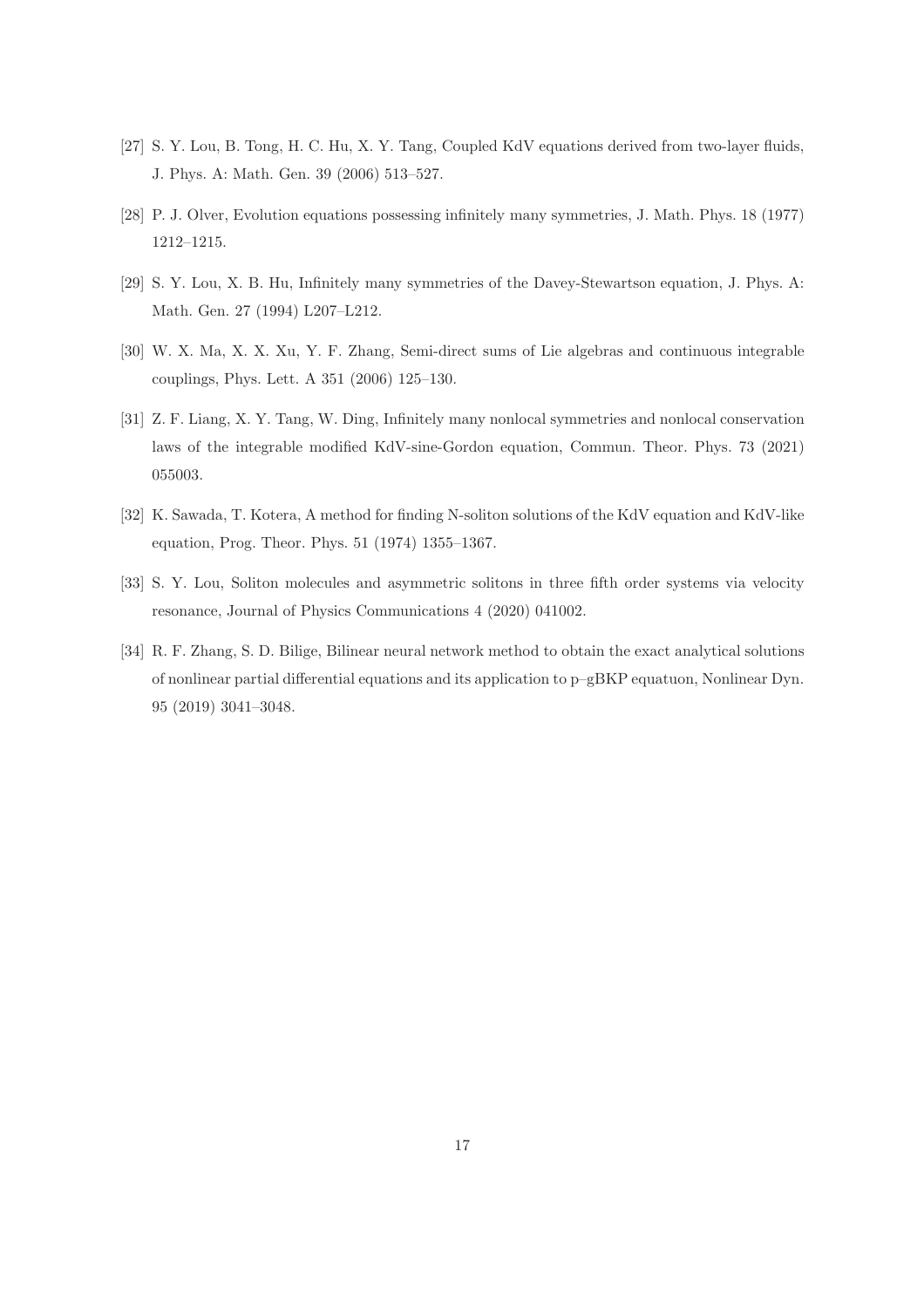[27] S. Y. Lou, B. Tong, H. C. Hu, X. Y. Tang, Coupled KdV equations derived from two-layer fluids, J. Phys. A: Math. Gen. 39 (2006) 513–527.

[28] P. J. Olver, Evolution equations possessing infinitely many symmetries, J. Math. Phys. 18 (1977) 1212–1215.

[29] S. Y. Lou, X. B. Hu, Infinitely many symmetries of the Davey-Stewartson equation, J. Phys. A: Math. Gen. 27 (1994) L207–L212.

[30] W. X. Ma, X. X. Xu, Y. F. Zhang, Semi-direct sums of Lie algebras and continuous integrable couplings, Phys. Lett. A 351 (2006) 125–130.

[31] Z. F. Liang, X. Y. Tang, W. Ding, Infinitely many nonlocal symmetries and nonlocal conservation laws of the integrable modified KdV-sine-Gordon equation, Commun. Theor. Phys. 73 (2021) 055003.

[32] K. Sawada, T. Kotera, A method for finding N-soliton solutions of the KdV equation and KdV-like equation, Prog. Theor. Phys. 51 (1974) 1355–1367.

[33] S. Y. Lou, Soliton molecules and asymmetric solitons in three fifth order systems via velocity resonance, Journal of Physics Communications 4 (2020) 041002.

[34] R. F. Zhang, S. D. Bilige, Bilinear neural network method to obtain the exact analytical solutions of nonlinear partial differential equations and its application to p–gBKP equatuon, Nonlinear Dyn. 95 (2019) 3041–3048.